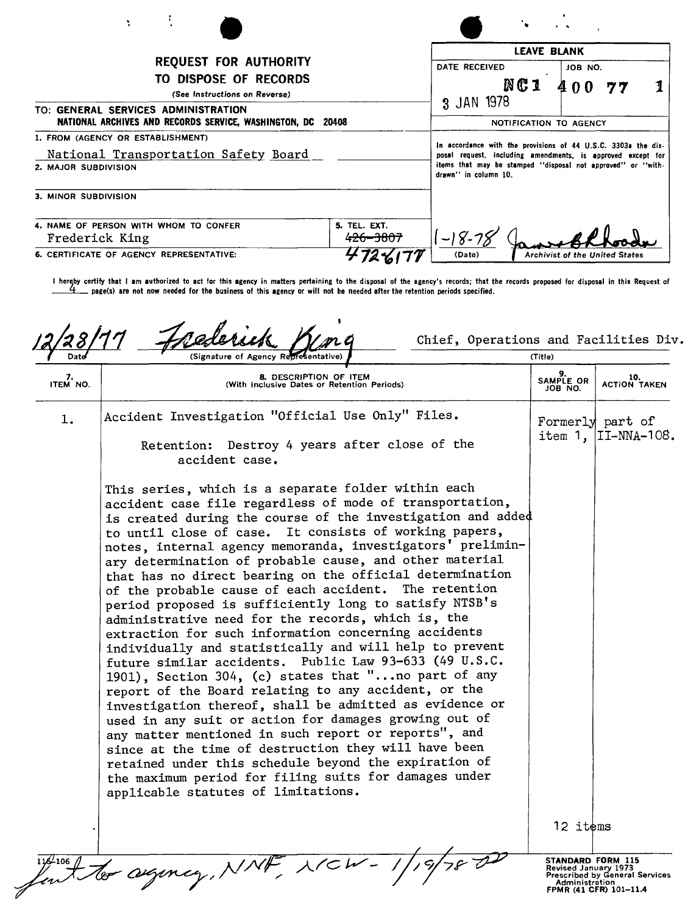# REQUEST FOR AUTHORITY TO DISPOSE OF RECORDS

(See Instructions on Reverse)

TO: GENERAL SERVICES ADMINISTRATION
NATIONAL ARCHIVES AND RECORDS SERVICE, WASHINGTON, DC 20408

| LEAVE BLANK | |
|---|---|
| DATE RECEIVED: 3 JAN 1978 | JOB NO.: NC1 400 77 1 |

**NOTIFICATION TO AGENCY**

In accordance with the provisions of 44 U.S.C. 3303a the disposal request, including amendments, is approved except for items that may be stamped "disposal not approved" or "withdrawn" in column 10.

1-18-78 (Date) — James B Rhoads, Archivist of the United States

1. FROM (AGENCY OR ESTABLISHMENT): National Transportation Safety Board

2. MAJOR SUBDIVISION:

3. MINOR SUBDIVISION:

4. NAME OF PERSON WITH WHOM TO CONFER: Frederick King

5. TEL. EXT.: ~~426-3807~~ 472-6177

6. CERTIFICATE OF AGENCY REPRESENTATIVE:

I hereby certify that I am authorized to act for this agency in matters pertaining to the disposal of the agency's records; that the records proposed for disposal in this Request of 4 page(s) are not now needed for the business of this agency or will not be needed after the retention periods specified.

12/28/77 (Date) — Frederick King (Signature of Agency Representative) — Chief, Operations and Facilities Div. (Title)

| 7. ITEM NO. | 8. DESCRIPTION OF ITEM (With Inclusive Dates or Retention Periods) | 9. SAMPLE OR JOB NO. | 10. ACTION TAKEN |
|---|---|---|---|
| 1. | Accident Investigation "Official Use Only" Files.<br><br>Retention: Destroy 4 years after close of the accident case.<br><br>This series, which is a separate folder within each accident case file regardless of mode of transportation, is created during the course of the investigation and added to until close of case. It consists of working papers, notes, internal agency memoranda, investigators' preliminary determination of probable cause, and other material that has no direct bearing on the official determination of the probable cause of each accident. The retention period proposed is sufficiently long to satisfy NTSB's administrative need for the records, which is, the extraction for such information concerning accidents individually and statistically and will help to prevent future similar accidents. Public Law 93-633 (49 U.S.C. 1901), Section 304, (c) states that "...no part of any report of the Board relating to any accident, or the investigation thereof, shall be admitted as evidence or used in any suit or action for damages growing out of any matter mentioned in such report or reports", and since at the time of destruction they will have been retained under this schedule beyond the expiration of the maximum period for filing suits for damages under applicable statutes of limitations. | Formerly part of item 1, II-NNA-108.<br><br>12 items | |

115-106

Sent to agency, NNF, NCW - 1/19/78 DD

STANDARD FORM 115
Revised January 1973
Prescribed by General Services Administration
FPMR (41 CFR) 101-11.4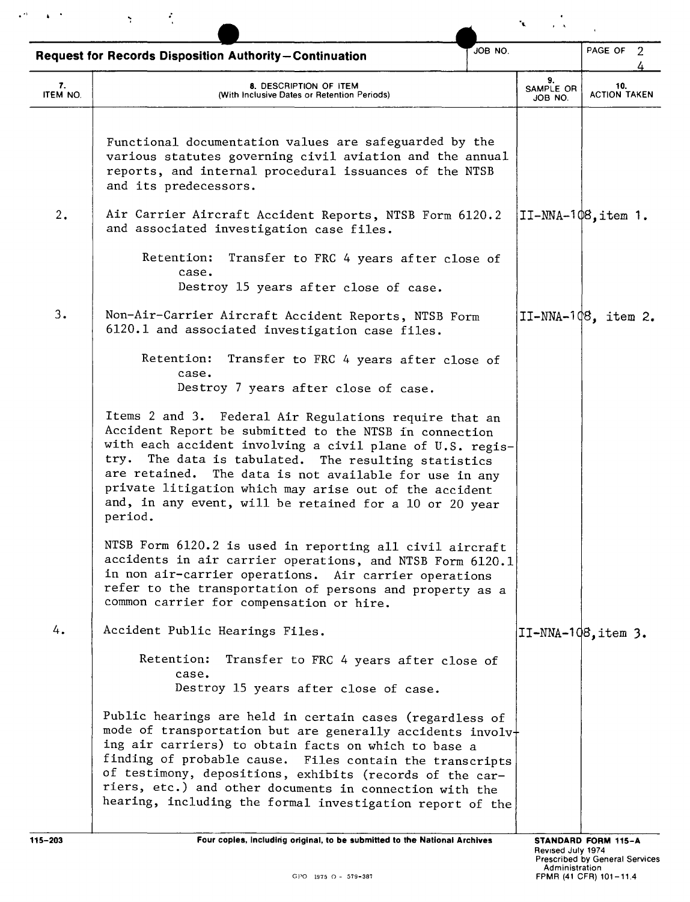**Request for Records Disposition Authority—Continuation**

| 7. ITEM NO. | 8. DESCRIPTION OF ITEM (With Inclusive Dates or Retention Periods) | 9. SAMPLE OR JOB NO. | 10. ACTION TAKEN |
|---|---|---|---|
| | Functional documentation values are safeguarded by the various statutes governing civil aviation and the annual reports, and internal procedural issuances of the NTSB and its predecessors. | | |
| 2. | Air Carrier Aircraft Accident Reports, NTSB Form 6120.2 and associated investigation case files.<br><br>Retention: Transfer to FRC 4 years after close of case.<br>Destroy 15 years after close of case. | II-NNA-108, item 1. | |
| 3. | Non-Air-Carrier Aircraft Accident Reports, NTSB Form 6120.1 and associated investigation case files.<br><br>Retention: Transfer to FRC 4 years after close of case.<br>Destroy 7 years after close of case.<br><br>Items 2 and 3. Federal Air Regulations require that an Accident Report be submitted to the NTSB in connection with each accident involving a civil plane of U.S. registry. The data is tabulated. The resulting statistics are retained. The data is not available for use in any private litigation which may arise out of the accident and, in any event, will be retained for a 10 or 20 year period.<br><br>NTSB Form 6120.2 is used in reporting all civil aircraft accidents in air carrier operations, and NTSB Form 6120.1 in non air-carrier operations. Air carrier operations refer to the transportation of persons and property as a common carrier for compensation or hire. | II-NNA-108, item 2. | |
| 4. | Accident Public Hearings Files.<br><br>Retention: Transfer to FRC 4 years after close of case.<br>Destroy 15 years after close of case.<br><br>Public hearings are held in certain cases (regardless of mode of transportation but are generally accidents involving air carriers) to obtain facts on which to base a finding of probable cause. Files contain the transcripts of testimony, depositions, exhibits (records of the carriers, etc.) and other documents in connection with the hearing, including the formal investigation report of the | II-NNA-108, item 3. | |

Four copies, including original, to be submitted to the National Archives

STANDARD FORM 115-A
Revised July 1974
Prescribed by General Services Administration
FPMR (41 CFR) 101-11.4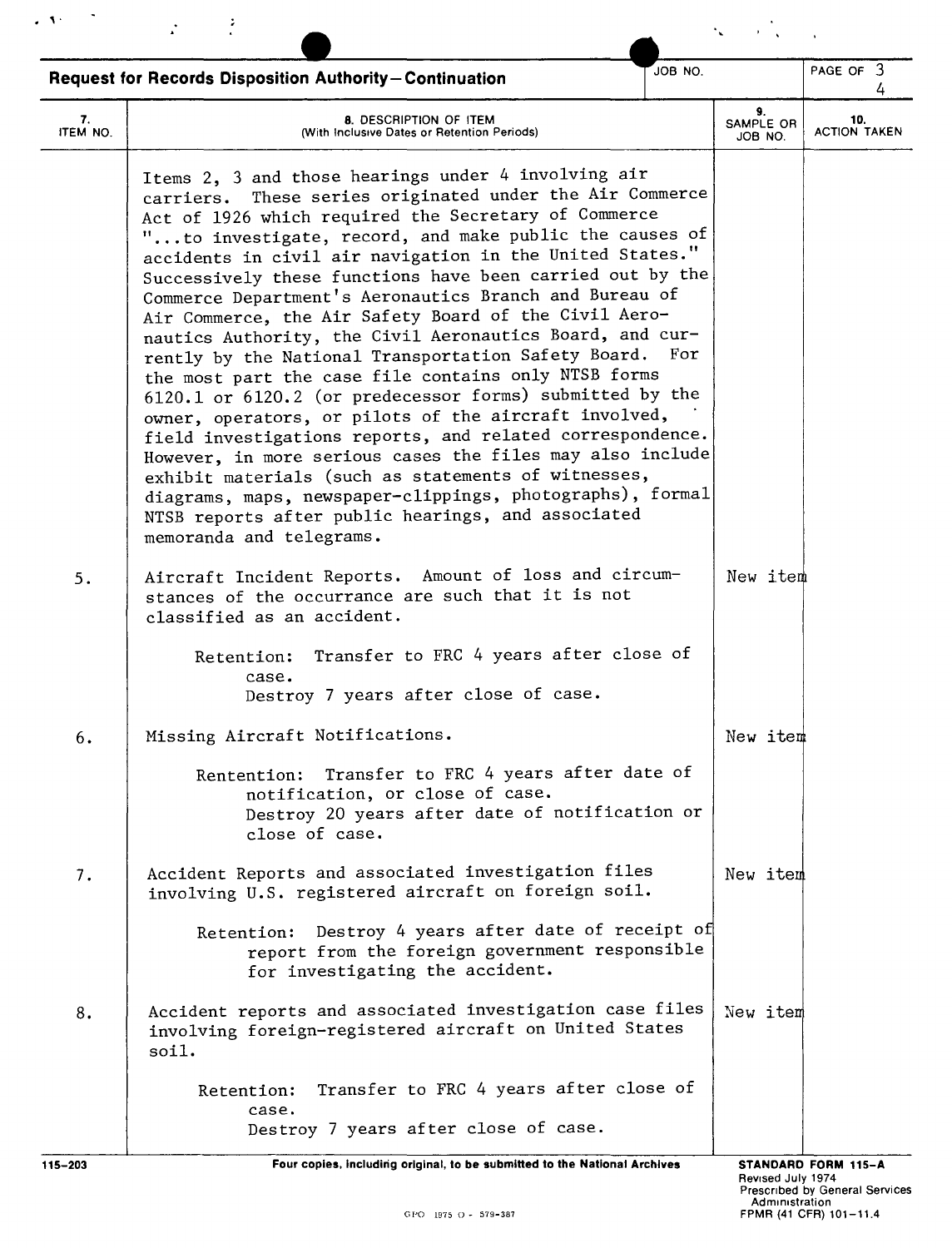## Request for Records Disposition Authority—Continuation

| 7. ITEM NO. | 8. DESCRIPTION OF ITEM (With Inclusive Dates or Retention Periods) | 9. SAMPLE OR JOB NO. | 10. ACTION TAKEN |
|---|---|---|---|
| | Items 2, 3 and those hearings under 4 involving air carriers. These series originated under the Air Commerce Act of 1926 which required the Secretary of Commerce "...to investigate, record, and make public the causes of accidents in civil air navigation in the United States." Successively these functions have been carried out by the Commerce Department's Aeronautics Branch and Bureau of Air Commerce, the Air Safety Board of the Civil Aeronautics Authority, the Civil Aeronautics Board, and currently by the National Transportation Safety Board. For the most part the case file contains only NTSB forms 6120.1 or 6120.2 (or predecessor forms) submitted by the owner, operators, or pilots of the aircraft involved, field investigations reports, and related correspondence. However, in more serious cases the files may also include exhibit materials (such as statements of witnesses, diagrams, maps, newspaper-clippings, photographs), formal NTSB reports after public hearings, and associated memoranda and telegrams. | | |
| 5. | Aircraft Incident Reports. Amount of loss and circumstances of the occurrance are such that it is not classified as an accident.<br><br>Retention: Transfer to FRC 4 years after close of case. Destroy 7 years after close of case. | New item | |
| 6. | Missing Aircraft Notifications.<br><br>Rentention: Transfer to FRC 4 years after date of notification, or close of case. Destroy 20 years after date of notification or close of case. | New item | |
| 7. | Accident Reports and associated investigation files involving U.S. registered aircraft on foreign soil.<br><br>Retention: Destroy 4 years after date of receipt of report from the foreign government responsible for investigating the accident. | New item | |
| 8. | Accident reports and associated investigation case files involving foreign-registered aircraft on United States soil.<br><br>Retention: Transfer to FRC 4 years after close of case. Destroy 7 years after close of case. | New item | |

115-203 — Four copies, including original, to be submitted to the National Archives

STANDARD FORM 115-A
Revised July 1974
Prescribed by General Services Administration
FPMR (41 CFR) 101-11.4